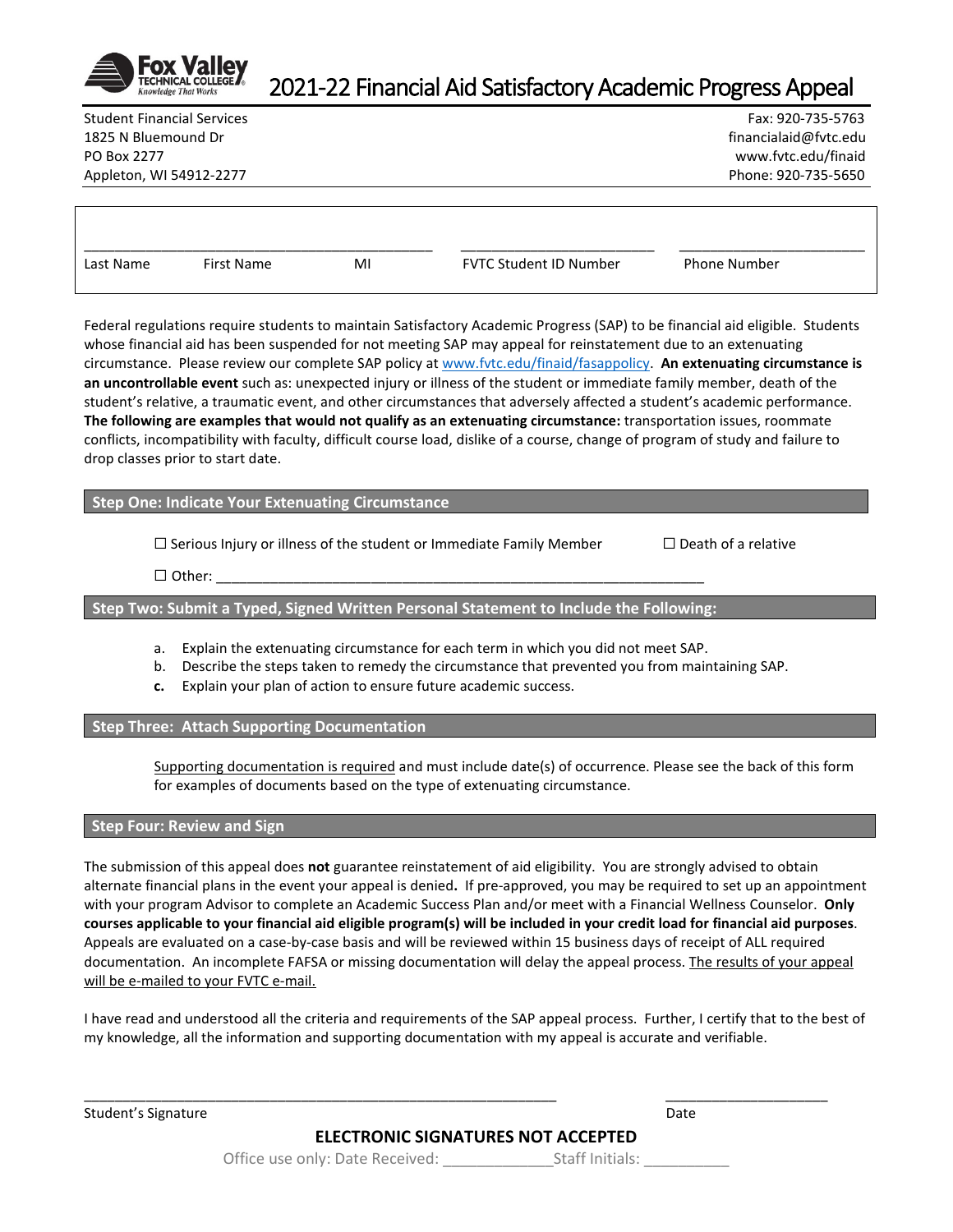# 2021-22 Financial Aid Satisfactory Academic Progress Appeal

Fox Valley Technical College — Knowledge That Works

Student Financial Services
1825 N Bluemound Dr
PO Box 2277
Appleton, WI 54912-2277

Fax: 920-735-5763
financialaid@fvtc.edu
www.fvtc.edu/finaid
Phone: 920-735-5650

| Last Name | First Name | MI | FVTC Student ID Number | Phone Number |
|---|---|---|---|---|
| | | | | |

Federal regulations require students to maintain Satisfactory Academic Progress (SAP) to be financial aid eligible. Students whose financial aid has been suspended for not meeting SAP may appeal for reinstatement due to an extenuating circumstance. Please review our complete SAP policy at www.fvtc.edu/finaid/fasappolicy. **An extenuating circumstance is an uncontrollable event** such as: unexpected injury or illness of the student or immediate family member, death of the student's relative, a traumatic event, and other circumstances that adversely affected a student's academic performance. **The following are examples that would not qualify as an extenuating circumstance:** transportation issues, roommate conflicts, incompatibility with faculty, difficult course load, dislike of a course, change of program of study and failure to drop classes prior to start date.

## Step One: Indicate Your Extenuating Circumstance

☐ Serious Injury or illness of the student or Immediate Family Member ☐ Death of a relative

☐ Other: ______________________________________________________________

## Step Two: Submit a Typed, Signed Written Personal Statement to Include the Following:

a. Explain the extenuating circumstance for each term in which you did not meet SAP.
b. Describe the steps taken to remedy the circumstance that prevented you from maintaining SAP.
c. Explain your plan of action to ensure future academic success.

## Step Three: Attach Supporting Documentation

Supporting documentation is required and must include date(s) of occurrence. Please see the back of this form for examples of documents based on the type of extenuating circumstance.

## Step Four: Review and Sign

The submission of this appeal does **not** guarantee reinstatement of aid eligibility. You are strongly advised to obtain alternate financial plans in the event your appeal is denied**.** If pre-approved, you may be required to set up an appointment with your program Advisor to complete an Academic Success Plan and/or meet with a Financial Wellness Counselor. **Only courses applicable to your financial aid eligible program(s) will be included in your credit load for financial aid purposes**. Appeals are evaluated on a case-by-case basis and will be reviewed within 15 business days of receipt of ALL required documentation. An incomplete FAFSA or missing documentation will delay the appeal process. The results of your appeal will be e-mailed to your FVTC e-mail.

I have read and understood all the criteria and requirements of the SAP appeal process. Further, I certify that to the best of my knowledge, all the information and supporting documentation with my appeal is accurate and verifiable.

______________________________________________ ____________________
Student's Signature Date

**ELECTRONIC SIGNATURES NOT ACCEPTED**

Office use only: Date Received: _____________ Staff Initials: __________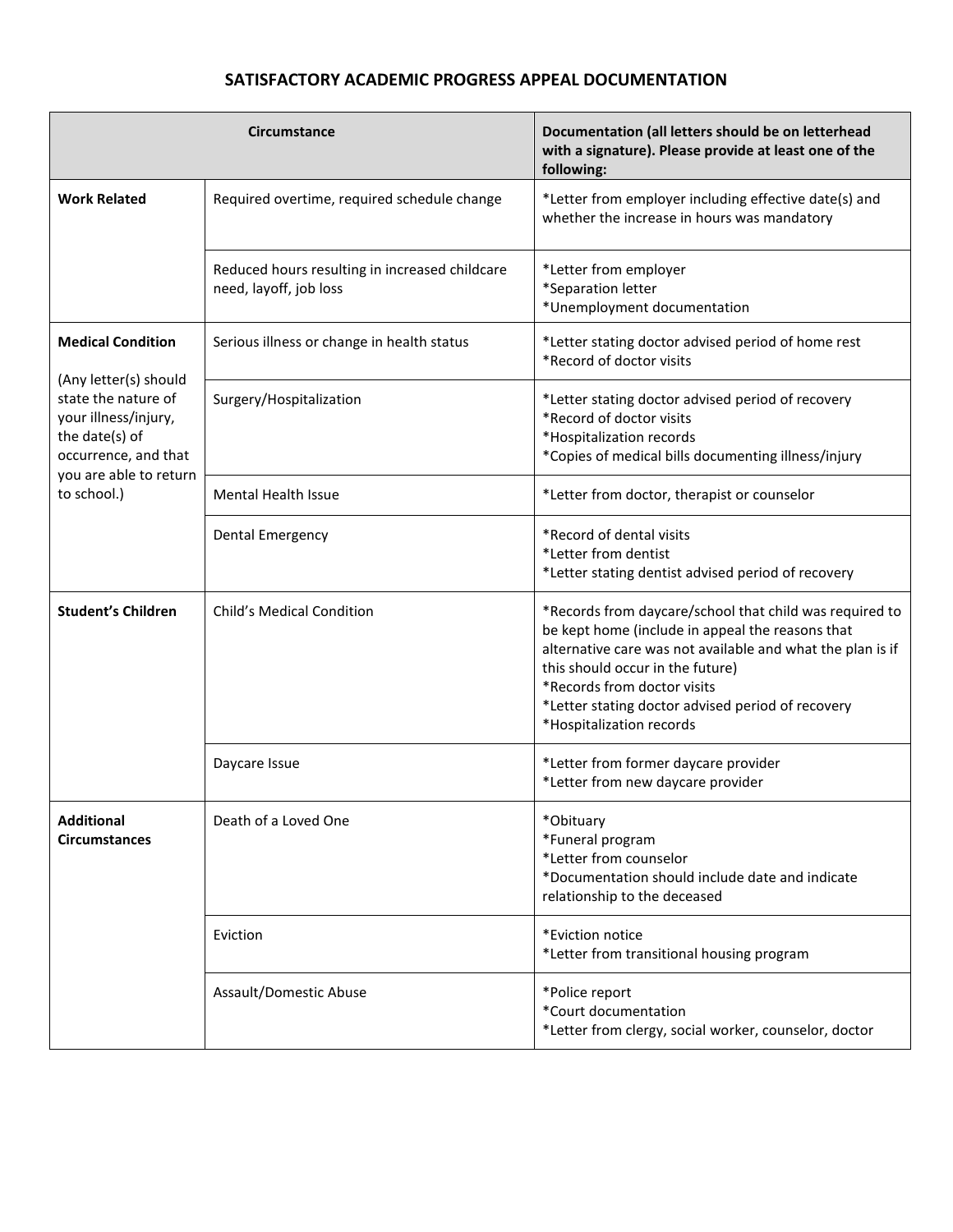# SATISFACTORY ACADEMIC PROGRESS APPEAL DOCUMENTATION

| Circumstance | | Documentation (all letters should be on letterhead with a signature). Please provide at least one of the following: |
|---|---|---|
| **Work Related** | Required overtime, required schedule change | *Letter from employer including effective date(s) and whether the increase in hours was mandatory |
| | Reduced hours resulting in increased childcare need, layoff, job loss | *Letter from employer<br>*Separation letter<br>*Unemployment documentation |
| **Medical Condition**<br><br>(Any letter(s) should state the nature of your illness/injury, the date(s) of occurrence, and that you are able to return to school.) | Serious illness or change in health status | *Letter stating doctor advised period of home rest<br>*Record of doctor visits |
| | Surgery/Hospitalization | *Letter stating doctor advised period of recovery<br>*Record of doctor visits<br>*Hospitalization records<br>*Copies of medical bills documenting illness/injury |
| | Mental Health Issue | *Letter from doctor, therapist or counselor |
| | Dental Emergency | *Record of dental visits<br>*Letter from dentist<br>*Letter stating dentist advised period of recovery |
| **Student's Children** | Child's Medical Condition | *Records from daycare/school that child was required to be kept home (include in appeal the reasons that alternative care was not available and what the plan is if this should occur in the future)<br>*Records from doctor visits<br>*Letter stating doctor advised period of recovery<br>*Hospitalization records |
| | Daycare Issue | *Letter from former daycare provider<br>*Letter from new daycare provider |
| **Additional Circumstances** | Death of a Loved One | *Obituary<br>*Funeral program<br>*Letter from counselor<br>*Documentation should include date and indicate relationship to the deceased |
| | Eviction | *Eviction notice<br>*Letter from transitional housing program |
| | Assault/Domestic Abuse | *Police report<br>*Court documentation<br>*Letter from clergy, social worker, counselor, doctor |